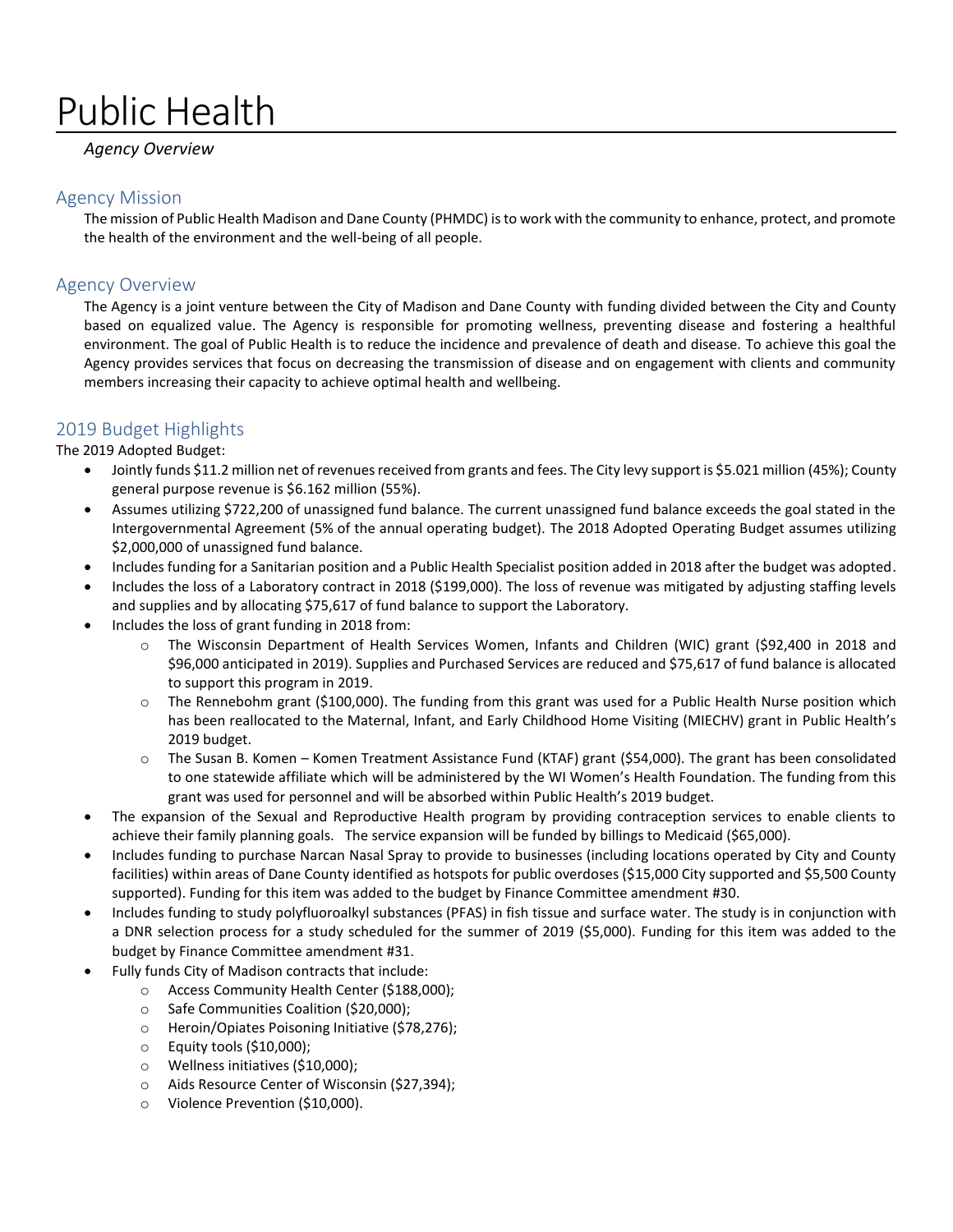# Public Health

*Agency Overview*

## Agency Mission

The mission of Public Health Madison and Dane County (PHMDC) is to work with the community to enhance, protect, and promote the health of the environment and the well-being of all people.

## Agency Overview

The Agency is a joint venture between the City of Madison and Dane County with funding divided between the City and County based on equalized value. The Agency is responsible for promoting wellness, preventing disease and fostering a healthful environment. The goal of Public Health is to reduce the incidence and prevalence of death and disease. To achieve this goal the Agency provides services that focus on decreasing the transmission of disease and on engagement with clients and community members increasing their capacity to achieve optimal health and wellbeing.

## 2019 Budget Highlights

The 2019 Adopted Budget:

- Jointly funds $11.2 million net of revenues received from grants and fees. The City levy support is $5.021 million (45%); County general purpose revenue is $6.162 million (55%).
- Assumes utilizing $722,200 of unassigned fund balance. The current unassigned fund balance exceeds the goal stated in the Intergovernmental Agreement (5% of the annual operating budget). The 2018 Adopted Operating Budget assumes utilizing $2,000,000 of unassigned fund balance.
- Includes funding for a Sanitarian position and a Public Health Specialist position added in 2018 after the budget was adopted.
- Includes the loss of a Laboratory contract in 2018 ($199,000). The loss of revenue was mitigated by adjusting staffing levels and supplies and by allocating $75,617 of fund balance to support the Laboratory.
- Includes the loss of grant funding in 2018 from:
    - The Wisconsin Department of Health Services Women, Infants and Children (WIC) grant ($92,400 in 2018 and $96,000 anticipated in 2019). Supplies and Purchased Services are reduced and $75,617 of fund balance is allocated to support this program in 2019.
    - The Rennebohm grant ($100,000). The funding from this grant was used for a Public Health Nurse position which has been reallocated to the Maternal, Infant, and Early Childhood Home Visiting (MIECHV) grant in Public Health's 2019 budget.
    - The Susan B. Komen – Komen Treatment Assistance Fund (KTAF) grant ($54,000). The grant has been consolidated to one statewide affiliate which will be administered by the WI Women's Health Foundation. The funding from this grant was used for personnel and will be absorbed within Public Health's 2019 budget.
- The expansion of the Sexual and Reproductive Health program by providing contraception services to enable clients to achieve their family planning goals. The service expansion will be funded by billings to Medicaid ($65,000).
- Includes funding to purchase Narcan Nasal Spray to provide to businesses (including locations operated by City and County facilities) within areas of Dane County identified as hotspots for public overdoses ($15,000 City supported and $5,500 County supported). Funding for this item was added to the budget by Finance Committee amendment #30.
- Includes funding to study polyfluoroalkyl substances (PFAS) in fish tissue and surface water. The study is in conjunction with a DNR selection process for a study scheduled for the summer of 2019 ($5,000). Funding for this item was added to the budget by Finance Committee amendment #31.
- Fully funds City of Madison contracts that include:
    - Access Community Health Center ($188,000);
    - Safe Communities Coalition ($20,000);
    - Heroin/Opiates Poisoning Initiative ($78,276);
    - Equity tools ($10,000);
    - Wellness initiatives ($10,000);
    - Aids Resource Center of Wisconsin ($27,394);
    - Violence Prevention ($10,000).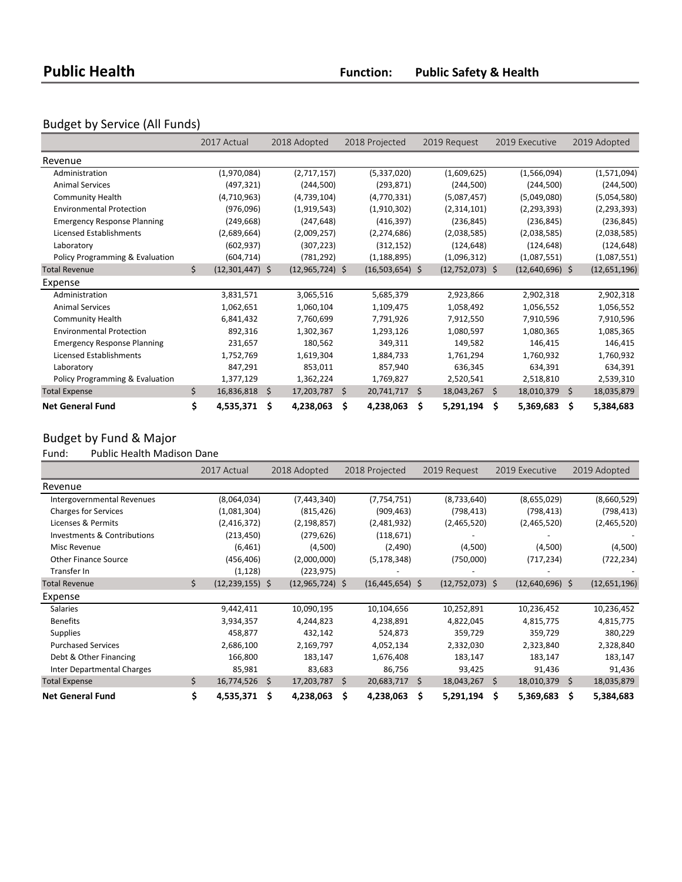# Public Health

**Function: Public Safety & Health**

## Budget by Service (All Funds)

| | 2017 Actual | 2018 Adopted | 2018 Projected | 2019 Request | 2019 Executive | 2019 Adopted |
|---|---|---|---|---|---|---|
| **Revenue** | | | | | | |
| Administration | (1,970,084) | (2,717,157) | (5,337,020) | (1,609,625) | (1,566,094) | (1,571,094) |
| Animal Services | (497,321) | (244,500) | (293,871) | (244,500) | (244,500) | (244,500) |
| Community Health | (4,710,963) | (4,739,104) | (4,770,331) | (5,087,457) | (5,049,080) | (5,054,580) |
| Environmental Protection | (976,096) | (1,919,543) | (1,910,302) | (2,314,101) | (2,293,393) | (2,293,393) |
| Emergency Response Planning | (249,668) | (247,648) | (416,397) | (236,845) | (236,845) | (236,845) |
| Licensed Establishments | (2,689,664) | (2,009,257) | (2,274,686) | (2,038,585) | (2,038,585) | (2,038,585) |
| Laboratory | (602,937) | (307,223) | (312,152) | (124,648) | (124,648) | (124,648) |
| Policy Programming & Evaluation | (604,714) | (781,292) | (1,188,895) | (1,096,312) | (1,087,551) | (1,087,551) |
| Total Revenue | $ (12,301,447) | $ (12,965,724) | $ (16,503,654) | $ (12,752,073) | $ (12,640,696) | $ (12,651,196) |
| **Expense** | | | | | | |
| Administration | 3,831,571 | 3,065,516 | 5,685,379 | 2,923,866 | 2,902,318 | 2,902,318 |
| Animal Services | 1,062,651 | 1,060,104 | 1,109,475 | 1,058,492 | 1,056,552 | 1,056,552 |
| Community Health | 6,841,432 | 7,760,699 | 7,791,926 | 7,912,550 | 7,910,596 | 7,910,596 |
| Environmental Protection | 892,316 | 1,302,367 | 1,293,126 | 1,080,597 | 1,080,365 | 1,085,365 |
| Emergency Response Planning | 231,657 | 180,562 | 349,311 | 149,582 | 146,415 | 146,415 |
| Licensed Establishments | 1,752,769 | 1,619,304 | 1,884,733 | 1,761,294 | 1,760,932 | 1,760,932 |
| Laboratory | 847,291 | 853,011 | 857,940 | 636,345 | 634,391 | 634,391 |
| Policy Programming & Evaluation | 1,377,129 | 1,362,224 | 1,769,827 | 2,520,541 | 2,518,810 | 2,539,310 |
| Total Expense | $ 16,836,818 | $ 17,203,787 | $ 20,741,717 | $ 18,043,267 | $ 18,010,379 | $ 18,035,879 |
| **Net General Fund** | **$ 4,535,371** | **$ 4,238,063** | **$ 4,238,063** | **$ 5,291,194** | **$ 5,369,683** | **$ 5,384,683** |

## Budget by Fund & Major

Fund: Public Health Madison Dane

| | 2017 Actual | 2018 Adopted | 2018 Projected | 2019 Request | 2019 Executive | 2019 Adopted |
|---|---|---|---|---|---|---|
| **Revenue** | | | | | | |
| Intergovernmental Revenues | (8,064,034) | (7,443,340) | (7,754,751) | (8,733,640) | (8,655,029) | (8,660,529) |
| Charges for Services | (1,081,304) | (815,426) | (909,463) | (798,413) | (798,413) | (798,413) |
| Licenses & Permits | (2,416,372) | (2,198,857) | (2,481,932) | (2,465,520) | (2,465,520) | (2,465,520) |
| Investments & Contributions | (213,450) | (279,626) | (118,671) | - | - | - |
| Misc Revenue | (6,461) | (4,500) | (2,490) | (4,500) | (4,500) | (4,500) |
| Other Finance Source | (456,406) | (2,000,000) | (5,178,348) | (750,000) | (717,234) | (722,234) |
| Transfer In | (1,128) | (223,975) | - | - | - | - |
| Total Revenue | $ (12,239,155) | $ (12,965,724) | $ (16,445,654) | $ (12,752,073) | $ (12,640,696) | $ (12,651,196) |
| **Expense** | | | | | | |
| Salaries | 9,442,411 | 10,090,195 | 10,104,656 | 10,252,891 | 10,236,452 | 10,236,452 |
| Benefits | 3,934,357 | 4,244,823 | 4,238,891 | 4,822,045 | 4,815,775 | 4,815,775 |
| Supplies | 458,877 | 432,142 | 524,873 | 359,729 | 359,729 | 380,229 |
| Purchased Services | 2,686,100 | 2,169,797 | 4,052,134 | 2,332,030 | 2,323,840 | 2,328,840 |
| Debt & Other Financing | 166,800 | 183,147 | 1,676,408 | 183,147 | 183,147 | 183,147 |
| Inter Departmental Charges | 85,981 | 83,683 | 86,756 | 93,425 | 91,436 | 91,436 |
| Total Expense | $ 16,774,526 | $ 17,203,787 | $ 20,683,717 | $ 18,043,267 | $ 18,010,379 | $ 18,035,879 |
| **Net General Fund** | **$ 4,535,371** | **$ 4,238,063** | **$ 4,238,063** | **$ 5,291,194** | **$ 5,369,683** | **$ 5,384,683** |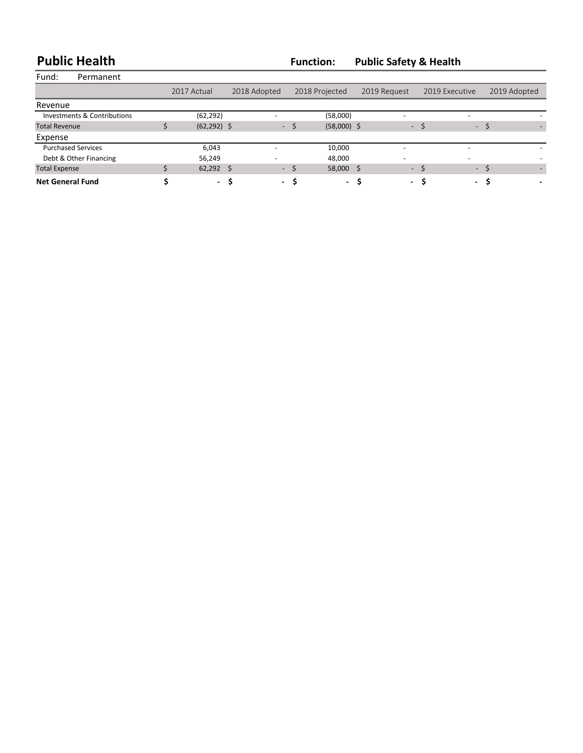## Public Health

**Function: Public Safety & Health**

Fund: Permanent

| | 2017 Actual | 2018 Adopted | 2018 Projected | 2019 Request | 2019 Executive | 2019 Adopted |
|---|---|---|---|---|---|---|
| **Revenue** | | | | | | |
| Investments & Contributions | (62,292) | - | (58,000) | - | - | - |
| Total Revenue | $ (62,292) | $ - | $ (58,000) | $ - | $ - | $ - |
| **Expense** | | | | | | |
| Purchased Services | 6,043 | - | 10,000 | - | - | - |
| Debt & Other Financing | 56,249 | - | 48,000 | - | - | - |
| Total Expense | $ 62,292 | $ - | $ 58,000 | $ - | $ - | $ - |
| **Net General Fund** | **$ -** | **$ -** | **$ -** | **$ -** | **$ -** | **$ -** |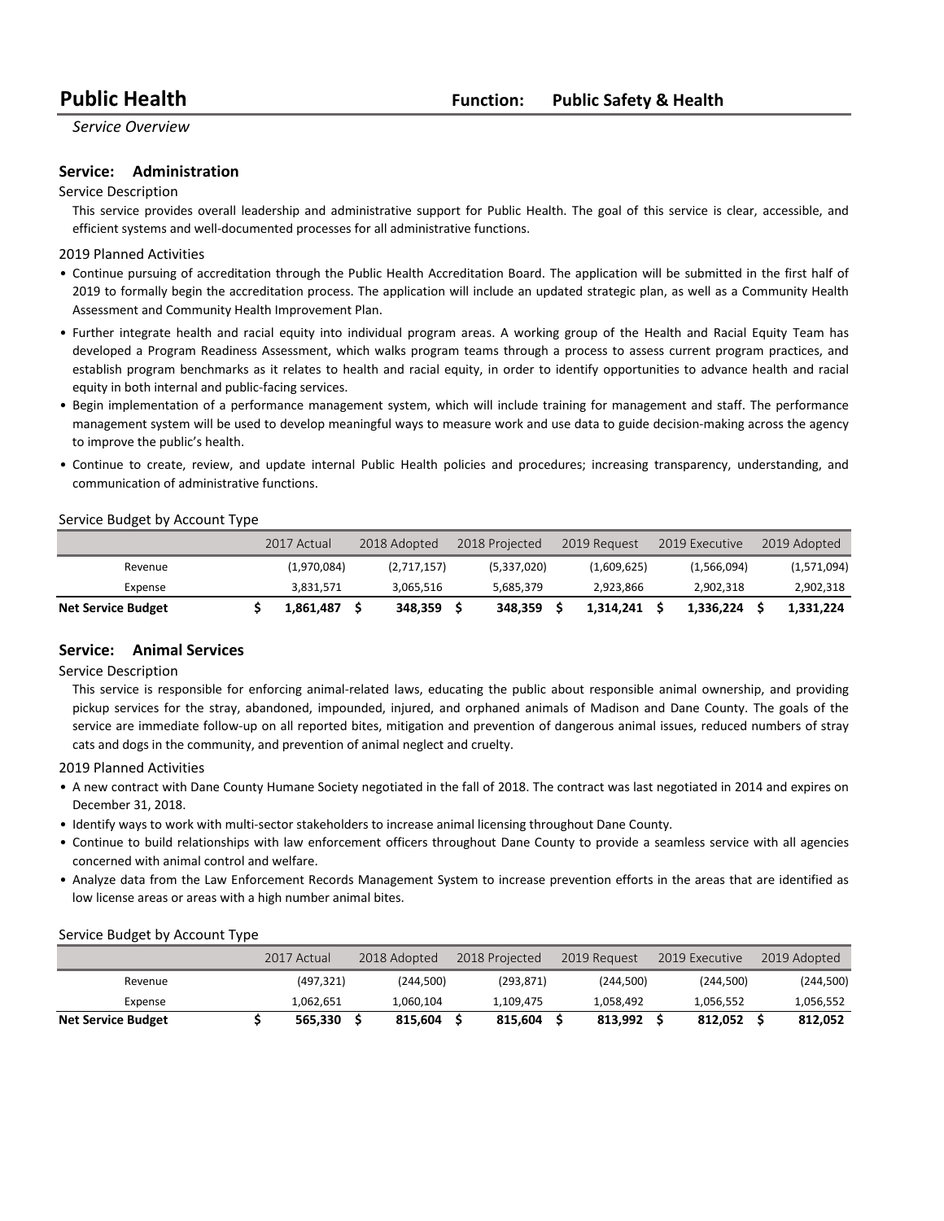# Public Health

**Function: Public Safety & Health**

*Service Overview*

## Service: Administration

### Service Description

This service provides overall leadership and administrative support for Public Health. The goal of this service is clear, accessible, and efficient systems and well-documented processes for all administrative functions.

### 2019 Planned Activities

- Continue pursuing of accreditation through the Public Health Accreditation Board. The application will be submitted in the first half of 2019 to formally begin the accreditation process. The application will include an updated strategic plan, as well as a Community Health Assessment and Community Health Improvement Plan.
- Further integrate health and racial equity into individual program areas. A working group of the Health and Racial Equity Team has developed a Program Readiness Assessment, which walks program teams through a process to assess current program practices, and establish program benchmarks as it relates to health and racial equity, in order to identify opportunities to advance health and racial equity in both internal and public-facing services.
- Begin implementation of a performance management system, which will include training for management and staff. The performance management system will be used to develop meaningful ways to measure work and use data to guide decision-making across the agency to improve the public's health.
- Continue to create, review, and update internal Public Health policies and procedures; increasing transparency, understanding, and communication of administrative functions.

### Service Budget by Account Type

| | 2017 Actual | 2018 Adopted | 2018 Projected | 2019 Request | 2019 Executive | 2019 Adopted |
|---|---|---|---|---|---|---|
| Revenue | (1,970,084) | (2,717,157) | (5,337,020) | (1,609,625) | (1,566,094) | (1,571,094) |
| Expense | 3,831,571 | 3,065,516 | 5,685,379 | 2,923,866 | 2,902,318 | 2,902,318 |
| **Net Service Budget** | **$ 1,861,487** | **$ 348,359** | **$ 348,359** | **$ 1,314,241** | **$ 1,336,224** | **$ 1,331,224** |

## Service: Animal Services

### Service Description

This service is responsible for enforcing animal-related laws, educating the public about responsible animal ownership, and providing pickup services for the stray, abandoned, impounded, injured, and orphaned animals of Madison and Dane County. The goals of the service are immediate follow-up on all reported bites, mitigation and prevention of dangerous animal issues, reduced numbers of stray cats and dogs in the community, and prevention of animal neglect and cruelty.

### 2019 Planned Activities

- A new contract with Dane County Humane Society negotiated in the fall of 2018. The contract was last negotiated in 2014 and expires on December 31, 2018.
- Identify ways to work with multi-sector stakeholders to increase animal licensing throughout Dane County.
- Continue to build relationships with law enforcement officers throughout Dane County to provide a seamless service with all agencies concerned with animal control and welfare.
- Analyze data from the Law Enforcement Records Management System to increase prevention efforts in the areas that are identified as low license areas or areas with a high number animal bites.

### Service Budget by Account Type

| | 2017 Actual | 2018 Adopted | 2018 Projected | 2019 Request | 2019 Executive | 2019 Adopted |
|---|---|---|---|---|---|---|
| Revenue | (497,321) | (244,500) | (293,871) | (244,500) | (244,500) | (244,500) |
| Expense | 1,062,651 | 1,060,104 | 1,109,475 | 1,058,492 | 1,056,552 | 1,056,552 |
| **Net Service Budget** | **$ 565,330** | **$ 815,604** | **$ 815,604** | **$ 813,992** | **$ 812,052** | **$ 812,052** |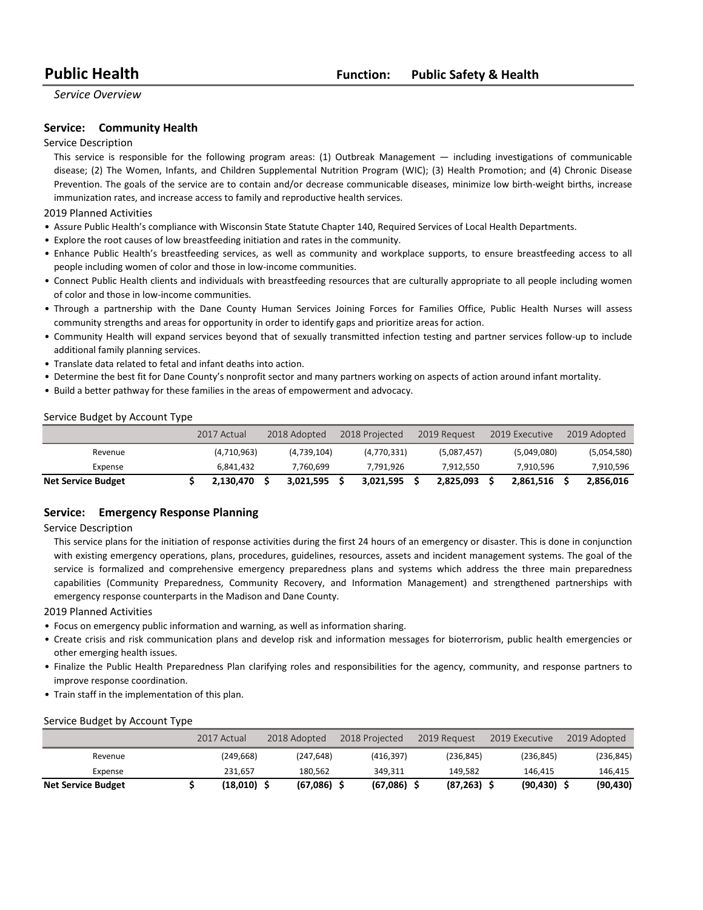# Public Health

**Function: Public Safety & Health**

*Service Overview*

## Service: Community Health

### Service Description

This service is responsible for the following program areas: (1) Outbreak Management — including investigations of communicable disease; (2) The Women, Infants, and Children Supplemental Nutrition Program (WIC); (3) Health Promotion; and (4) Chronic Disease Prevention. The goals of the service are to contain and/or decrease communicable diseases, minimize low birth-weight births, increase immunization rates, and increase access to family and reproductive health services.

### 2019 Planned Activities

- Assure Public Health's compliance with Wisconsin State Statute Chapter 140, Required Services of Local Health Departments.
- Explore the root causes of low breastfeeding initiation and rates in the community.
- Enhance Public Health's breastfeeding services, as well as community and workplace supports, to ensure breastfeeding access to all people including women of color and those in low-income communities.
- Connect Public Health clients and individuals with breastfeeding resources that are culturally appropriate to all people including women of color and those in low-income communities.
- Through a partnership with the Dane County Human Services Joining Forces for Families Office, Public Health Nurses will assess community strengths and areas for opportunity in order to identify gaps and prioritize areas for action.
- Community Health will expand services beyond that of sexually transmitted infection testing and partner services follow-up to include additional family planning services.
- Translate data related to fetal and infant deaths into action.
- Determine the best fit for Dane County's nonprofit sector and many partners working on aspects of action around infant mortality.
- Build a better pathway for these families in the areas of empowerment and advocacy.

### Service Budget by Account Type

| | 2017 Actual | 2018 Adopted | 2018 Projected | 2019 Request | 2019 Executive | 2019 Adopted |
|---|---|---|---|---|---|---|
| Revenue | (4,710,963) | (4,739,104) | (4,770,331) | (5,087,457) | (5,049,080) | (5,054,580) |
| Expense | 6,841,432 | 7,760,699 | 7,791,926 | 7,912,550 | 7,910,596 | 7,910,596 |
| **Net Service Budget** | **$ 2,130,470** | **$ 3,021,595** | **$ 3,021,595** | **$ 2,825,093** | **$ 2,861,516** | **$ 2,856,016** |

## Service: Emergency Response Planning

### Service Description

This service plans for the initiation of response activities during the first 24 hours of an emergency or disaster. This is done in conjunction with existing emergency operations, plans, procedures, guidelines, resources, assets and incident management systems. The goal of the service is formalized and comprehensive emergency preparedness plans and systems which address the three main preparedness capabilities (Community Preparedness, Community Recovery, and Information Management) and strengthened partnerships with emergency response counterparts in the Madison and Dane County.

### 2019 Planned Activities

- Focus on emergency public information and warning, as well as information sharing.
- Create crisis and risk communication plans and develop risk and information messages for bioterrorism, public health emergencies or other emerging health issues.
- Finalize the Public Health Preparedness Plan clarifying roles and responsibilities for the agency, community, and response partners to improve response coordination.
- Train staff in the implementation of this plan.

### Service Budget by Account Type

| | 2017 Actual | 2018 Adopted | 2018 Projected | 2019 Request | 2019 Executive | 2019 Adopted |
|---|---|---|---|---|---|---|
| Revenue | (249,668) | (247,648) | (416,397) | (236,845) | (236,845) | (236,845) |
| Expense | 231,657 | 180,562 | 349,311 | 149,582 | 146,415 | 146,415 |
| **Net Service Budget** | **$ (18,010)** | **$ (67,086)** | **$ (67,086)** | **$ (87,263)** | **$ (90,430)** | **$ (90,430)** |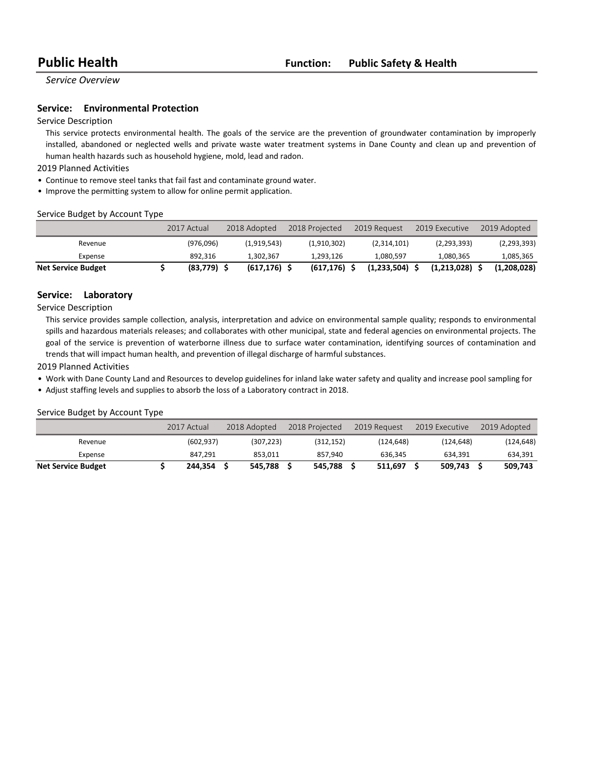# Public Health

**Function: Public Safety & Health**

*Service Overview*

## Service: Environmental Protection

Service Description

This service protects environmental health. The goals of the service are the prevention of groundwater contamination by improperly installed, abandoned or neglected wells and private waste water treatment systems in Dane County and clean up and prevention of human health hazards such as household hygiene, mold, lead and radon.

2019 Planned Activities

- Continue to remove steel tanks that fail fast and contaminate ground water.
- Improve the permitting system to allow for online permit application.

Service Budget by Account Type

| | 2017 Actual | 2018 Adopted | 2018 Projected | 2019 Request | 2019 Executive | 2019 Adopted |
|---|---|---|---|---|---|---|
| Revenue | (976,096) | (1,919,543) | (1,910,302) | (2,314,101) | (2,293,393) | (2,293,393) |
| Expense | 892,316 | 1,302,367 | 1,293,126 | 1,080,597 | 1,080,365 | 1,085,365 |
| **Net Service Budget** | **$ (83,779)** | **$ (617,176)** | **$ (617,176)** | **$ (1,233,504)** | **$ (1,213,028)** | **$ (1,208,028)** |

## Service: Laboratory

Service Description

This service provides sample collection, analysis, interpretation and advice on environmental sample quality; responds to environmental spills and hazardous materials releases; and collaborates with other municipal, state and federal agencies on environmental projects. The goal of the service is prevention of waterborne illness due to surface water contamination, identifying sources of contamination and trends that will impact human health, and prevention of illegal discharge of harmful substances.

2019 Planned Activities

- Work with Dane County Land and Resources to develop guidelines for inland lake water safety and quality and increase pool sampling for
- Adjust staffing levels and supplies to absorb the loss of a Laboratory contract in 2018.

Service Budget by Account Type

| | 2017 Actual | 2018 Adopted | 2018 Projected | 2019 Request | 2019 Executive | 2019 Adopted |
|---|---|---|---|---|---|---|
| Revenue | (602,937) | (307,223) | (312,152) | (124,648) | (124,648) | (124,648) |
| Expense | 847,291 | 853,011 | 857,940 | 636,345 | 634,391 | 634,391 |
| **Net Service Budget** | **$ 244,354** | **$ 545,788** | **$ 545,788** | **$ 511,697** | **$ 509,743** | **$ 509,743** |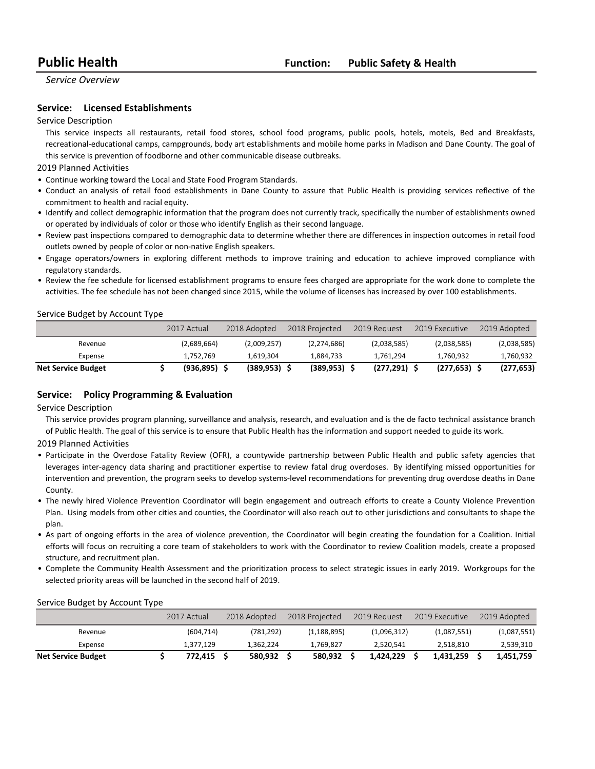# Public Health

**Function: Public Safety & Health**

*Service Overview*

## Service: Licensed Establishments

Service Description

This service inspects all restaurants, retail food stores, school food programs, public pools, hotels, motels, Bed and Breakfasts, recreational-educational camps, campgrounds, body art establishments and mobile home parks in Madison and Dane County. The goal of this service is prevention of foodborne and other communicable disease outbreaks.

2019 Planned Activities

- Continue working toward the Local and State Food Program Standards.
- Conduct an analysis of retail food establishments in Dane County to assure that Public Health is providing services reflective of the commitment to health and racial equity.
- Identify and collect demographic information that the program does not currently track, specifically the number of establishments owned or operated by individuals of color or those who identify English as their second language.
- Review past inspections compared to demographic data to determine whether there are differences in inspection outcomes in retail food outlets owned by people of color or non-native English speakers.
- Engage operators/owners in exploring different methods to improve training and education to achieve improved compliance with regulatory standards.
- Review the fee schedule for licensed establishment programs to ensure fees charged are appropriate for the work done to complete the activities. The fee schedule has not been changed since 2015, while the volume of licenses has increased by over 100 establishments.

Service Budget by Account Type

| | 2017 Actual | 2018 Adopted | 2018 Projected | 2019 Request | 2019 Executive | 2019 Adopted |
|---|---|---|---|---|---|---|
| Revenue | (2,689,664) | (2,009,257) | (2,274,686) | (2,038,585) | (2,038,585) | (2,038,585) |
| Expense | 1,752,769 | 1,619,304 | 1,884,733 | 1,761,294 | 1,760,932 | 1,760,932 |
| **Net Service Budget** | **$ (936,895)** | **$ (389,953)** | **$ (389,953)** | **$ (277,291)** | **$ (277,653)** | **$ (277,653)** |

## Service: Policy Programming & Evaluation

Service Description

This service provides program planning, surveillance and analysis, research, and evaluation and is the de facto technical assistance branch of Public Health. The goal of this service is to ensure that Public Health has the information and support needed to guide its work.

2019 Planned Activities

- Participate in the Overdose Fatality Review (OFR), a countywide partnership between Public Health and public safety agencies that leverages inter-agency data sharing and practitioner expertise to review fatal drug overdoses. By identifying missed opportunities for intervention and prevention, the program seeks to develop systems-level recommendations for preventing drug overdose deaths in Dane County.
- The newly hired Violence Prevention Coordinator will begin engagement and outreach efforts to create a County Violence Prevention Plan. Using models from other cities and counties, the Coordinator will also reach out to other jurisdictions and consultants to shape the plan.
- As part of ongoing efforts in the area of violence prevention, the Coordinator will begin creating the foundation for a Coalition. Initial efforts will focus on recruiting a core team of stakeholders to work with the Coordinator to review Coalition models, create a proposed structure, and recruitment plan.
- Complete the Community Health Assessment and the prioritization process to select strategic issues in early 2019. Workgroups for the selected priority areas will be launched in the second half of 2019.

Service Budget by Account Type

| | 2017 Actual | 2018 Adopted | 2018 Projected | 2019 Request | 2019 Executive | 2019 Adopted |
|---|---|---|---|---|---|---|
| Revenue | (604,714) | (781,292) | (1,188,895) | (1,096,312) | (1,087,551) | (1,087,551) |
| Expense | 1,377,129 | 1,362,224 | 1,769,827 | 2,520,541 | 2,518,810 | 2,539,310 |
| **Net Service Budget** | **$ 772,415** | **$ 580,932** | **$ 580,932** | **$ 1,424,229** | **$ 1,431,259** | **$ 1,451,759** |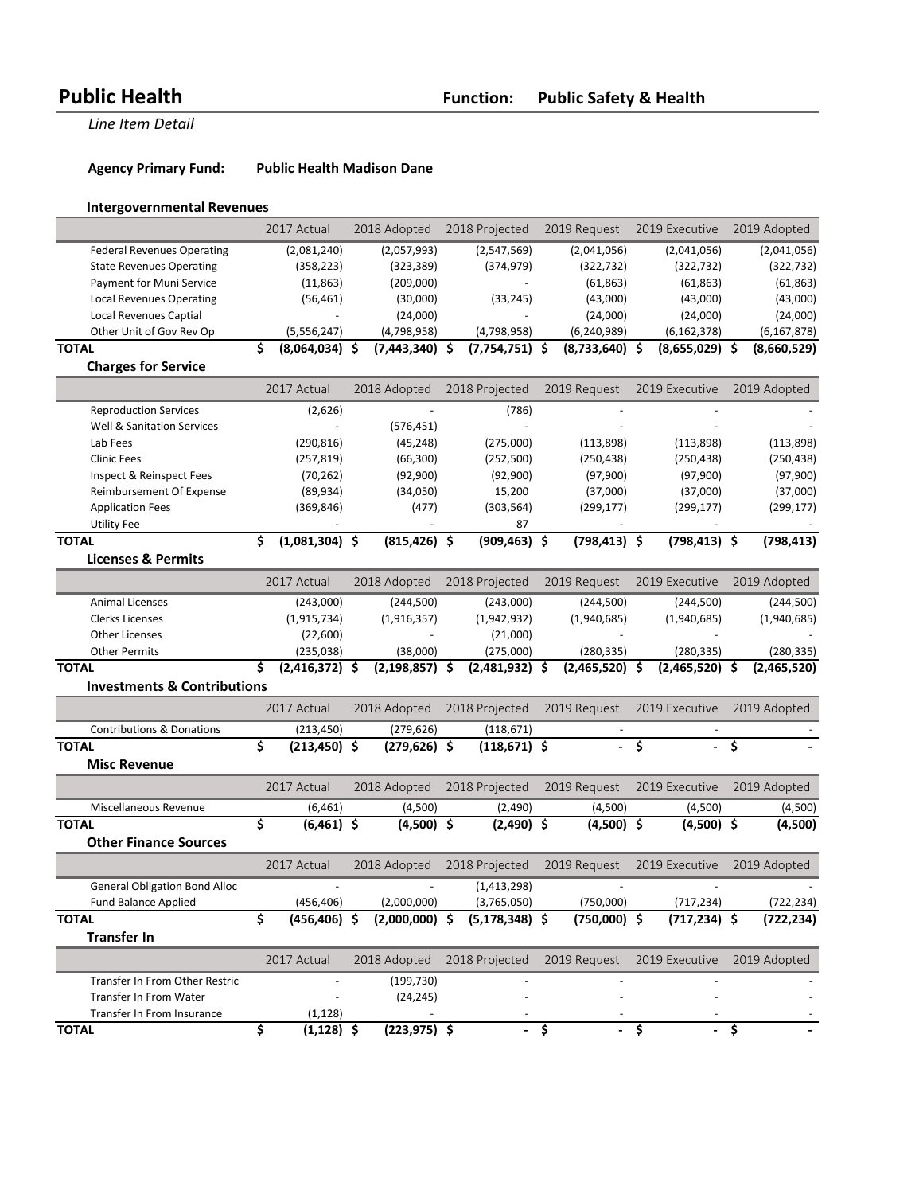# Public Health

**Function: Public Safety & Health**

*Line Item Detail*

**Agency Primary Fund:** **Public Health Madison Dane**

### Intergovernmental Revenues

| | 2017 Actual | 2018 Adopted | 2018 Projected | 2019 Request | 2019 Executive | 2019 Adopted |
|---|---|---|---|---|---|---|
| Federal Revenues Operating | (2,081,240) | (2,057,993) | (2,547,569) | (2,041,056) | (2,041,056) | (2,041,056) |
| State Revenues Operating | (358,223) | (323,389) | (374,979) | (322,732) | (322,732) | (322,732) |
| Payment for Muni Service | (11,863) | (209,000) | - | (61,863) | (61,863) | (61,863) |
| Local Revenues Operating | (56,461) | (30,000) | (33,245) | (43,000) | (43,000) | (43,000) |
| Local Revenues Captial | - | (24,000) | - | (24,000) | (24,000) | (24,000) |
| Other Unit of Gov Rev Op | (5,556,247) | (4,798,958) | (4,798,958) | (6,240,989) | (6,162,378) | (6,167,878) |
| **TOTAL** | **$ (8,064,034)** | **$ (7,443,340)** | **$ (7,754,751)** | **$ (8,733,640)** | **$ (8,655,029)** | **$ (8,660,529)** |

### Charges for Service

| | 2017 Actual | 2018 Adopted | 2018 Projected | 2019 Request | 2019 Executive | 2019 Adopted |
|---|---|---|---|---|---|---|
| Reproduction Services | (2,626) | - | (786) | - | - | - |
| Well & Sanitation Services | - | (576,451) | - | - | - | - |
| Lab Fees | (290,816) | (45,248) | (275,000) | (113,898) | (113,898) | (113,898) |
| Clinic Fees | (257,819) | (66,300) | (252,500) | (250,438) | (250,438) | (250,438) |
| Inspect & Reinspect Fees | (70,262) | (92,900) | (92,900) | (97,900) | (97,900) | (97,900) |
| Reimbursement Of Expense | (89,934) | (34,050) | 15,200 | (37,000) | (37,000) | (37,000) |
| Application Fees | (369,846) | (477) | (303,564) | (299,177) | (299,177) | (299,177) |
| Utility Fee | - | - | 87 | - | - | - |
| **TOTAL** | **$ (1,081,304)** | **$ (815,426)** | **$ (909,463)** | **$ (798,413)** | **$ (798,413)** | **$ (798,413)** |

### Licenses & Permits

| | 2017 Actual | 2018 Adopted | 2018 Projected | 2019 Request | 2019 Executive | 2019 Adopted |
|---|---|---|---|---|---|---|
| Animal Licenses | (243,000) | (244,500) | (243,000) | (244,500) | (244,500) | (244,500) |
| Clerks Licenses | (1,915,734) | (1,916,357) | (1,942,932) | (1,940,685) | (1,940,685) | (1,940,685) |
| Other Licenses | (22,600) | - | (21,000) | - | - | - |
| Other Permits | (235,038) | (38,000) | (275,000) | (280,335) | (280,335) | (280,335) |
| **TOTAL** | **$ (2,416,372)** | **$ (2,198,857)** | **$ (2,481,932)** | **$ (2,465,520)** | **$ (2,465,520)** | **$ (2,465,520)** |

### Investments & Contributions

| | 2017 Actual | 2018 Adopted | 2018 Projected | 2019 Request | 2019 Executive | 2019 Adopted |
|---|---|---|---|---|---|---|
| Contributions & Donations | (213,450) | (279,626) | (118,671) | - | - | - |
| **TOTAL** | **$ (213,450)** | **$ (279,626)** | **$ (118,671)** | **$ -** | **$ -** | **$ -** |

### Misc Revenue

| | 2017 Actual | 2018 Adopted | 2018 Projected | 2019 Request | 2019 Executive | 2019 Adopted |
|---|---|---|---|---|---|---|
| Miscellaneous Revenue | (6,461) | (4,500) | (2,490) | (4,500) | (4,500) | (4,500) |
| **TOTAL** | **$ (6,461)** | **$ (4,500)** | **$ (2,490)** | **$ (4,500)** | **$ (4,500)** | **$ (4,500)** |

### Other Finance Sources

| | 2017 Actual | 2018 Adopted | 2018 Projected | 2019 Request | 2019 Executive | 2019 Adopted |
|---|---|---|---|---|---|---|
| General Obligation Bond Alloc | - | - | (1,413,298) | - | - | - |
| Fund Balance Applied | (456,406) | (2,000,000) | (3,765,050) | (750,000) | (717,234) | (722,234) |
| **TOTAL** | **$ (456,406)** | **$ (2,000,000)** | **$ (5,178,348)** | **$ (750,000)** | **$ (717,234)** | **$ (722,234)** |

### Transfer In

| | 2017 Actual | 2018 Adopted | 2018 Projected | 2019 Request | 2019 Executive | 2019 Adopted |
|---|---|---|---|---|---|---|
| Transfer In From Other Restric | - | (199,730) | - | - | - | - |
| Transfer In From Water | - | (24,245) | - | - | - | - |
| Transfer In From Insurance | (1,128) | - | - | - | - | - |
| **TOTAL** | **$ (1,128)** | **$ (223,975)** | **$ -** | **$ -** | **$ -** | **$ -** |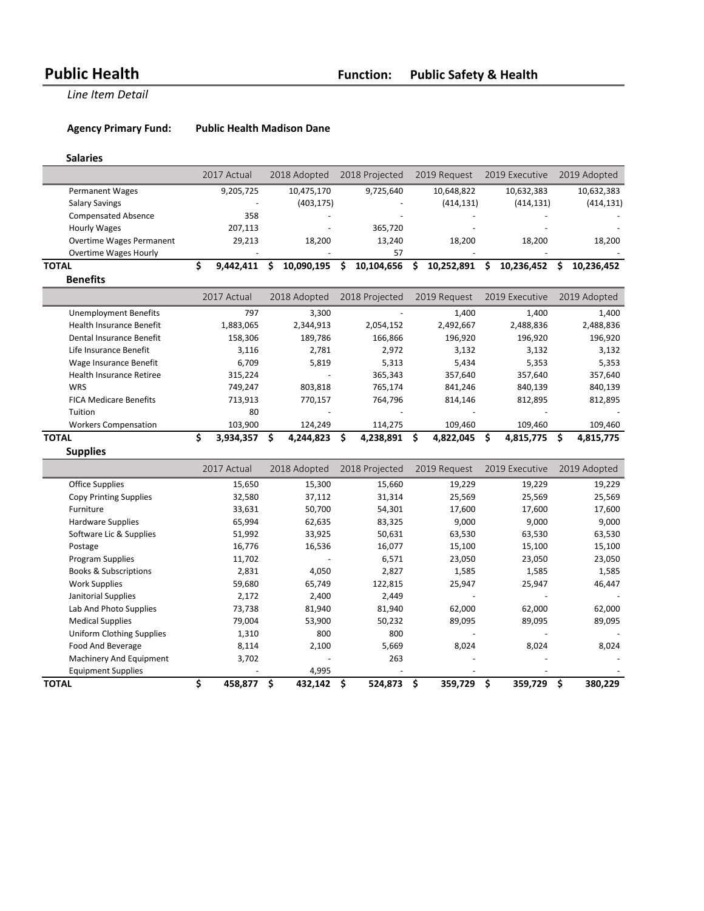# Public Health

**Function: Public Safety & Health**

*Line Item Detail*

**Agency Primary Fund:** **Public Health Madison Dane**

### Salaries

| | 2017 Actual | 2018 Adopted | 2018 Projected | 2019 Request | 2019 Executive | 2019 Adopted |
|---|---|---|---|---|---|---|
| Permanent Wages | 9,205,725 | 10,475,170 | 9,725,640 | 10,648,822 | 10,632,383 | 10,632,383 |
| Salary Savings | - | (403,175) | - | (414,131) | (414,131) | (414,131) |
| Compensated Absence | 358 | - | - | - | - | - |
| Hourly Wages | 207,113 | - | 365,720 | - | - | - |
| Overtime Wages Permanent | 29,213 | 18,200 | 13,240 | 18,200 | 18,200 | 18,200 |
| Overtime Wages Hourly | - | - | 57 | - | - | - |
| **TOTAL** | **$ 9,442,411** | **$ 10,090,195** | **$ 10,104,656** | **$ 10,252,891** | **$ 10,236,452** | **$ 10,236,452** |

### Benefits

| | 2017 Actual | 2018 Adopted | 2018 Projected | 2019 Request | 2019 Executive | 2019 Adopted |
|---|---|---|---|---|---|---|
| Unemployment Benefits | 797 | 3,300 | - | 1,400 | 1,400 | 1,400 |
| Health Insurance Benefit | 1,883,065 | 2,344,913 | 2,054,152 | 2,492,667 | 2,488,836 | 2,488,836 |
| Dental Insurance Benefit | 158,306 | 189,786 | 166,866 | 196,920 | 196,920 | 196,920 |
| Life Insurance Benefit | 3,116 | 2,781 | 2,972 | 3,132 | 3,132 | 3,132 |
| Wage Insurance Benefit | 6,709 | 5,819 | 5,313 | 5,434 | 5,353 | 5,353 |
| Health Insurance Retiree | 315,224 | - | 365,343 | 357,640 | 357,640 | 357,640 |
| WRS | 749,247 | 803,818 | 765,174 | 841,246 | 840,139 | 840,139 |
| FICA Medicare Benefits | 713,913 | 770,157 | 764,796 | 814,146 | 812,895 | 812,895 |
| Tuition | 80 | - | - | - | - | - |
| Workers Compensation | 103,900 | 124,249 | 114,275 | 109,460 | 109,460 | 109,460 |
| **TOTAL** | **$ 3,934,357** | **$ 4,244,823** | **$ 4,238,891** | **$ 4,822,045** | **$ 4,815,775** | **$ 4,815,775** |

### Supplies

| | 2017 Actual | 2018 Adopted | 2018 Projected | 2019 Request | 2019 Executive | 2019 Adopted |
|---|---|---|---|---|---|---|
| Office Supplies | 15,650 | 15,300 | 15,660 | 19,229 | 19,229 | 19,229 |
| Copy Printing Supplies | 32,580 | 37,112 | 31,314 | 25,569 | 25,569 | 25,569 |
| Furniture | 33,631 | 50,700 | 54,301 | 17,600 | 17,600 | 17,600 |
| Hardware Supplies | 65,994 | 62,635 | 83,325 | 9,000 | 9,000 | 9,000 |
| Software Lic & Supplies | 51,992 | 33,925 | 50,631 | 63,530 | 63,530 | 63,530 |
| Postage | 16,776 | 16,536 | 16,077 | 15,100 | 15,100 | 15,100 |
| Program Supplies | 11,702 | - | 6,571 | 23,050 | 23,050 | 23,050 |
| Books & Subscriptions | 2,831 | 4,050 | 2,827 | 1,585 | 1,585 | 1,585 |
| Work Supplies | 59,680 | 65,749 | 122,815 | 25,947 | 25,947 | 46,447 |
| Janitorial Supplies | 2,172 | 2,400 | 2,449 | - | - | - |
| Lab And Photo Supplies | 73,738 | 81,940 | 81,940 | 62,000 | 62,000 | 62,000 |
| Medical Supplies | 79,004 | 53,900 | 50,232 | 89,095 | 89,095 | 89,095 |
| Uniform Clothing Supplies | 1,310 | 800 | 800 | - | - | - |
| Food And Beverage | 8,114 | 2,100 | 5,669 | 8,024 | 8,024 | 8,024 |
| Machinery And Equipment | 3,702 | - | 263 | - | - | - |
| Equipment Supplies | - | 4,995 | - | - | - | - |
| **TOTAL** | **$ 458,877** | **$ 432,142** | **$ 524,873** | **$ 359,729** | **$ 359,729** | **$ 380,229** |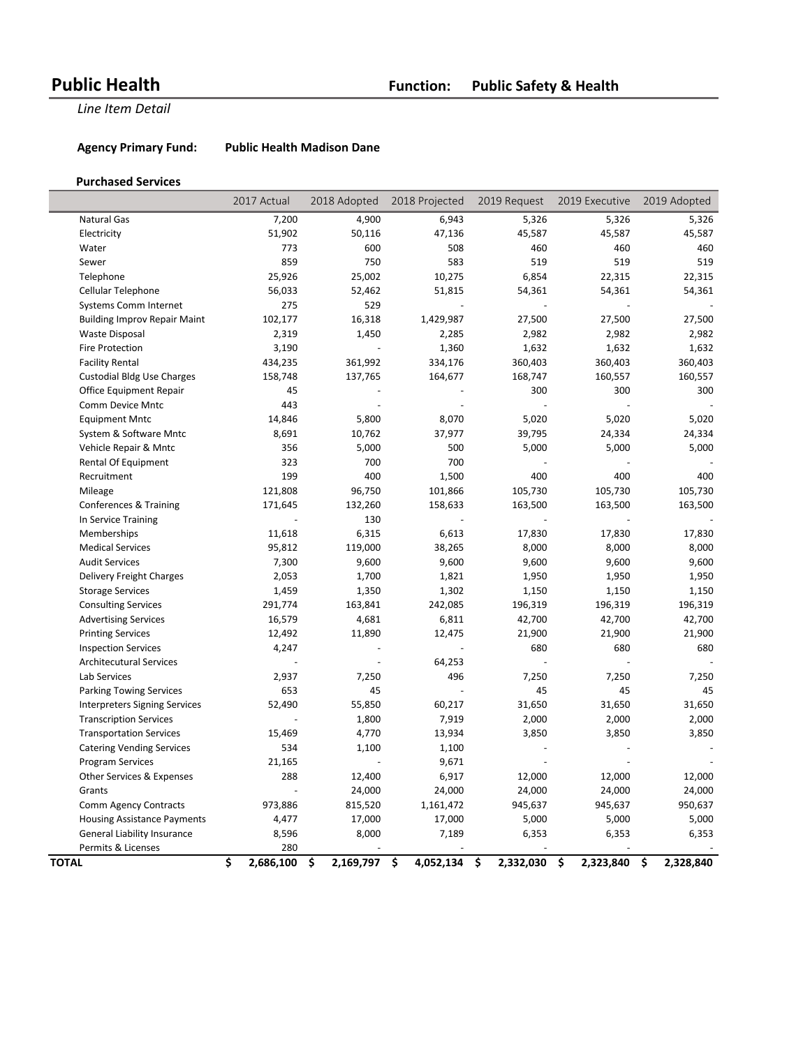# Public Health

**Function: Public Safety & Health**

*Line Item Detail*

**Agency Primary Fund: Public Health Madison Dane**

### Purchased Services

| | 2017 Actual | 2018 Adopted | 2018 Projected | 2019 Request | 2019 Executive | 2019 Adopted |
|---|---|---|---|---|---|---|
| Natural Gas | 7,200 | 4,900 | 6,943 | 5,326 | 5,326 | 5,326 |
| Electricity | 51,902 | 50,116 | 47,136 | 45,587 | 45,587 | 45,587 |
| Water | 773 | 600 | 508 | 460 | 460 | 460 |
| Sewer | 859 | 750 | 583 | 519 | 519 | 519 |
| Telephone | 25,926 | 25,002 | 10,275 | 6,854 | 22,315 | 22,315 |
| Cellular Telephone | 56,033 | 52,462 | 51,815 | 54,361 | 54,361 | 54,361 |
| Systems Comm Internet | 275 | 529 | - | - | - | - |
| Building Improv Repair Maint | 102,177 | 16,318 | 1,429,987 | 27,500 | 27,500 | 27,500 |
| Waste Disposal | 2,319 | 1,450 | 2,285 | 2,982 | 2,982 | 2,982 |
| Fire Protection | 3,190 | - | 1,360 | 1,632 | 1,632 | 1,632 |
| Facility Rental | 434,235 | 361,992 | 334,176 | 360,403 | 360,403 | 360,403 |
| Custodial Bldg Use Charges | 158,748 | 137,765 | 164,677 | 168,747 | 160,557 | 160,557 |
| Office Equipment Repair | 45 | - | - | 300 | 300 | 300 |
| Comm Device Mntc | 443 | - | - | - | - | - |
| Equipment Mntc | 14,846 | 5,800 | 8,070 | 5,020 | 5,020 | 5,020 |
| System & Software Mntc | 8,691 | 10,762 | 37,977 | 39,795 | 24,334 | 24,334 |
| Vehicle Repair & Mntc | 356 | 5,000 | 500 | 5,000 | 5,000 | 5,000 |
| Rental Of Equipment | 323 | 700 | 700 | - | - | - |
| Recruitment | 199 | 400 | 1,500 | 400 | 400 | 400 |
| Mileage | 121,808 | 96,750 | 101,866 | 105,730 | 105,730 | 105,730 |
| Conferences & Training | 171,645 | 132,260 | 158,633 | 163,500 | 163,500 | 163,500 |
| In Service Training | - | 130 | - | - | - | - |
| Memberships | 11,618 | 6,315 | 6,613 | 17,830 | 17,830 | 17,830 |
| Medical Services | 95,812 | 119,000 | 38,265 | 8,000 | 8,000 | 8,000 |
| Audit Services | 7,300 | 9,600 | 9,600 | 9,600 | 9,600 | 9,600 |
| Delivery Freight Charges | 2,053 | 1,700 | 1,821 | 1,950 | 1,950 | 1,950 |
| Storage Services | 1,459 | 1,350 | 1,302 | 1,150 | 1,150 | 1,150 |
| Consulting Services | 291,774 | 163,841 | 242,085 | 196,319 | 196,319 | 196,319 |
| Advertising Services | 16,579 | 4,681 | 6,811 | 42,700 | 42,700 | 42,700 |
| Printing Services | 12,492 | 11,890 | 12,475 | 21,900 | 21,900 | 21,900 |
| Inspection Services | 4,247 | - | - | 680 | 680 | 680 |
| Architecutural Services | - | - | 64,253 | - | - | - |
| Lab Services | 2,937 | 7,250 | 496 | 7,250 | 7,250 | 7,250 |
| Parking Towing Services | 653 | 45 | - | 45 | 45 | 45 |
| Interpreters Signing Services | 52,490 | 55,850 | 60,217 | 31,650 | 31,650 | 31,650 |
| Transcription Services | - | 1,800 | 7,919 | 2,000 | 2,000 | 2,000 |
| Transportation Services | 15,469 | 4,770 | 13,934 | 3,850 | 3,850 | 3,850 |
| Catering Vending Services | 534 | 1,100 | 1,100 | - | - | - |
| Program Services | 21,165 | - | 9,671 | - | - | - |
| Other Services & Expenses | 288 | 12,400 | 6,917 | 12,000 | 12,000 | 12,000 |
| Grants | - | 24,000 | 24,000 | 24,000 | 24,000 | 24,000 |
| Comm Agency Contracts | 973,886 | 815,520 | 1,161,472 | 945,637 | 945,637 | 950,637 |
| Housing Assistance Payments | 4,477 | 17,000 | 17,000 | 5,000 | 5,000 | 5,000 |
| General Liability Insurance | 8,596 | 8,000 | 7,189 | 6,353 | 6,353 | 6,353 |
| Permits & Licenses | 280 | - | - | - | - | - |
| **TOTAL** | **$ 2,686,100** | **$ 2,169,797** | **$ 4,052,134** | **$ 2,332,030** | **$ 2,323,840** | **$ 2,328,840** |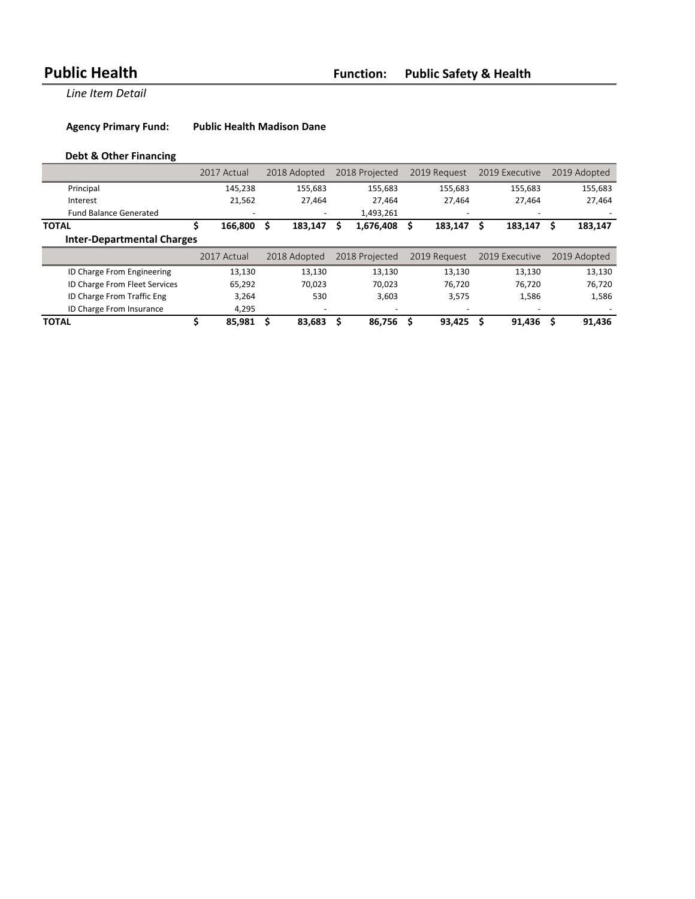# Public Health

**Function: Public Safety & Health**

*Line Item Detail*

**Agency Primary Fund:** **Public Health Madison Dane**

### Debt & Other Financing

| | 2017 Actual | 2018 Adopted | 2018 Projected | 2019 Request | 2019 Executive | 2019 Adopted |
|---|---|---|---|---|---|---|
| Principal | 145,238 | 155,683 | 155,683 | 155,683 | 155,683 | 155,683 |
| Interest | 21,562 | 27,464 | 27,464 | 27,464 | 27,464 | 27,464 |
| Fund Balance Generated | - | - | 1,493,261 | - | - | - |
| **TOTAL** | **$ 166,800** | **$ 183,147** | **$ 1,676,408** | **$ 183,147** | **$ 183,147** | **$ 183,147** |

### Inter-Departmental Charges

| | 2017 Actual | 2018 Adopted | 2018 Projected | 2019 Request | 2019 Executive | 2019 Adopted |
|---|---|---|---|---|---|---|
| ID Charge From Engineering | 13,130 | 13,130 | 13,130 | 13,130 | 13,130 | 13,130 |
| ID Charge From Fleet Services | 65,292 | 70,023 | 70,023 | 76,720 | 76,720 | 76,720 |
| ID Charge From Traffic Eng | 3,264 | 530 | 3,603 | 3,575 | 1,586 | 1,586 |
| ID Charge From Insurance | 4,295 | - | - | - | - | - |
| **TOTAL** | **$ 85,981** | **$ 83,683** | **$ 86,756** | **$ 93,425** | **$ 91,436** | **$ 91,436** |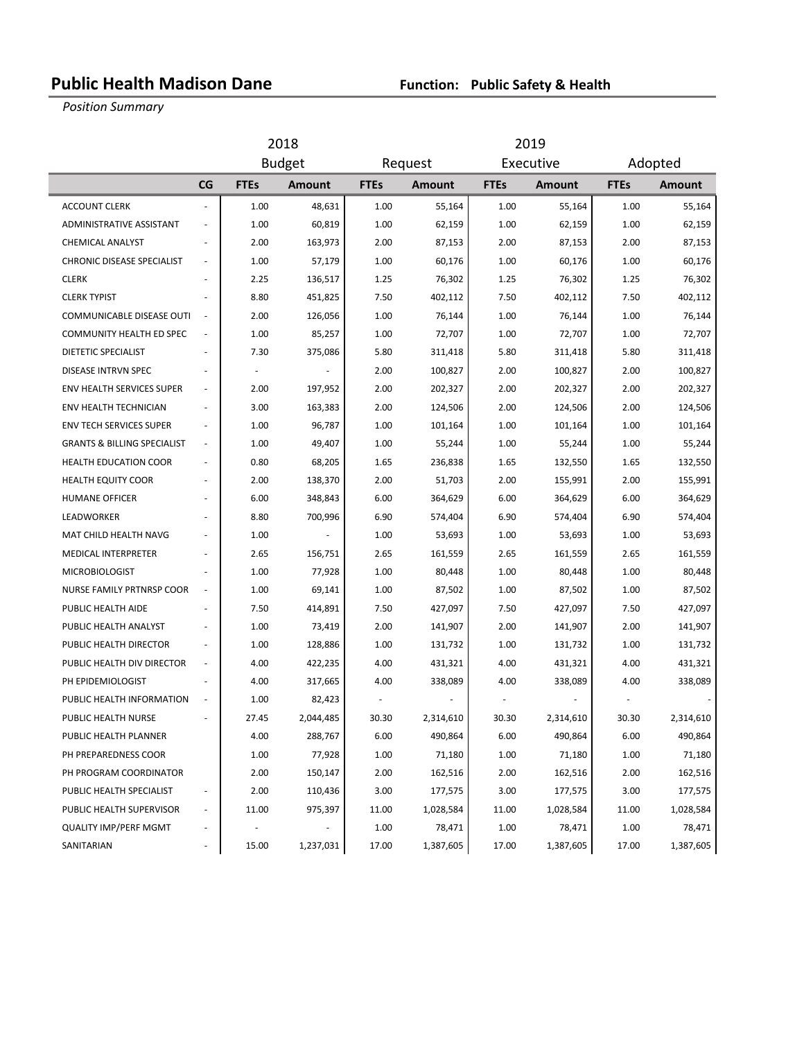# Public Health Madison Dane

**Function: Public Safety & Health**

*Position Summary*

| | | 2018 | | 2019 | | | | | |
|---|---|---|---|---|---|---|---|---|---|
| | | Budget | | Request | | Executive | | Adopted | |
| | CG | FTEs | Amount | FTEs | Amount | FTEs | Amount | FTEs | Amount |
| ACCOUNT CLERK | - | 1.00 | 48,631 | 1.00 | 55,164 | 1.00 | 55,164 | 1.00 | 55,164 |
| ADMINISTRATIVE ASSISTANT | - | 1.00 | 60,819 | 1.00 | 62,159 | 1.00 | 62,159 | 1.00 | 62,159 |
| CHEMICAL ANALYST | - | 2.00 | 163,973 | 2.00 | 87,153 | 2.00 | 87,153 | 2.00 | 87,153 |
| CHRONIC DISEASE SPECIALIST | - | 1.00 | 57,179 | 1.00 | 60,176 | 1.00 | 60,176 | 1.00 | 60,176 |
| CLERK | - | 2.25 | 136,517 | 1.25 | 76,302 | 1.25 | 76,302 | 1.25 | 76,302 |
| CLERK TYPIST | - | 8.80 | 451,825 | 7.50 | 402,112 | 7.50 | 402,112 | 7.50 | 402,112 |
| COMMUNICABLE DISEASE OUTI | - | 2.00 | 126,056 | 1.00 | 76,144 | 1.00 | 76,144 | 1.00 | 76,144 |
| COMMUNITY HEALTH ED SPEC | - | 1.00 | 85,257 | 1.00 | 72,707 | 1.00 | 72,707 | 1.00 | 72,707 |
| DIETETIC SPECIALIST | - | 7.30 | 375,086 | 5.80 | 311,418 | 5.80 | 311,418 | 5.80 | 311,418 |
| DISEASE INTRVN SPEC | - | - | - | 2.00 | 100,827 | 2.00 | 100,827 | 2.00 | 100,827 |
| ENV HEALTH SERVICES SUPER | - | 2.00 | 197,952 | 2.00 | 202,327 | 2.00 | 202,327 | 2.00 | 202,327 |
| ENV HEALTH TECHNICIAN | - | 3.00 | 163,383 | 2.00 | 124,506 | 2.00 | 124,506 | 2.00 | 124,506 |
| ENV TECH SERVICES SUPER | - | 1.00 | 96,787 | 1.00 | 101,164 | 1.00 | 101,164 | 1.00 | 101,164 |
| GRANTS & BILLING SPECIALIST | - | 1.00 | 49,407 | 1.00 | 55,244 | 1.00 | 55,244 | 1.00 | 55,244 |
| HEALTH EDUCATION COOR | - | 0.80 | 68,205 | 1.65 | 236,838 | 1.65 | 132,550 | 1.65 | 132,550 |
| HEALTH EQUITY COOR | - | 2.00 | 138,370 | 2.00 | 51,703 | 2.00 | 155,991 | 2.00 | 155,991 |
| HUMANE OFFICER | - | 6.00 | 348,843 | 6.00 | 364,629 | 6.00 | 364,629 | 6.00 | 364,629 |
| LEADWORKER | - | 8.80 | 700,996 | 6.90 | 574,404 | 6.90 | 574,404 | 6.90 | 574,404 |
| MAT CHILD HEALTH NAVG | - | 1.00 | - | 1.00 | 53,693 | 1.00 | 53,693 | 1.00 | 53,693 |
| MEDICAL INTERPRETER | - | 2.65 | 156,751 | 2.65 | 161,559 | 2.65 | 161,559 | 2.65 | 161,559 |
| MICROBIOLOGIST | - | 1.00 | 77,928 | 1.00 | 80,448 | 1.00 | 80,448 | 1.00 | 80,448 |
| NURSE FAMILY PRTNRSP COOR | - | 1.00 | 69,141 | 1.00 | 87,502 | 1.00 | 87,502 | 1.00 | 87,502 |
| PUBLIC HEALTH AIDE | - | 7.50 | 414,891 | 7.50 | 427,097 | 7.50 | 427,097 | 7.50 | 427,097 |
| PUBLIC HEALTH ANALYST | - | 1.00 | 73,419 | 2.00 | 141,907 | 2.00 | 141,907 | 2.00 | 141,907 |
| PUBLIC HEALTH DIRECTOR | - | 1.00 | 128,886 | 1.00 | 131,732 | 1.00 | 131,732 | 1.00 | 131,732 |
| PUBLIC HEALTH DIV DIRECTOR | - | 4.00 | 422,235 | 4.00 | 431,321 | 4.00 | 431,321 | 4.00 | 431,321 |
| PH EPIDEMIOLOGIST | - | 4.00 | 317,665 | 4.00 | 338,089 | 4.00 | 338,089 | 4.00 | 338,089 |
| PUBLIC HEALTH INFORMATION | - | 1.00 | 82,423 | - | - | - | - | - | - |
| PUBLIC HEALTH NURSE | - | 27.45 | 2,044,485 | 30.30 | 2,314,610 | 30.30 | 2,314,610 | 30.30 | 2,314,610 |
| PUBLIC HEALTH PLANNER | | 4.00 | 288,767 | 6.00 | 490,864 | 6.00 | 490,864 | 6.00 | 490,864 |
| PH PREPAREDNESS COOR | | 1.00 | 77,928 | 1.00 | 71,180 | 1.00 | 71,180 | 1.00 | 71,180 |
| PH PROGRAM COORDINATOR | | 2.00 | 150,147 | 2.00 | 162,516 | 2.00 | 162,516 | 2.00 | 162,516 |
| PUBLIC HEALTH SPECIALIST | - | 2.00 | 110,436 | 3.00 | 177,575 | 3.00 | 177,575 | 3.00 | 177,575 |
| PUBLIC HEALTH SUPERVISOR | - | 11.00 | 975,397 | 11.00 | 1,028,584 | 11.00 | 1,028,584 | 11.00 | 1,028,584 |
| QUALITY IMP/PERF MGMT | - | - | - | 1.00 | 78,471 | 1.00 | 78,471 | 1.00 | 78,471 |
| SANITARIAN | - | 15.00 | 1,237,031 | 17.00 | 1,387,605 | 17.00 | 1,387,605 | 17.00 | 1,387,605 |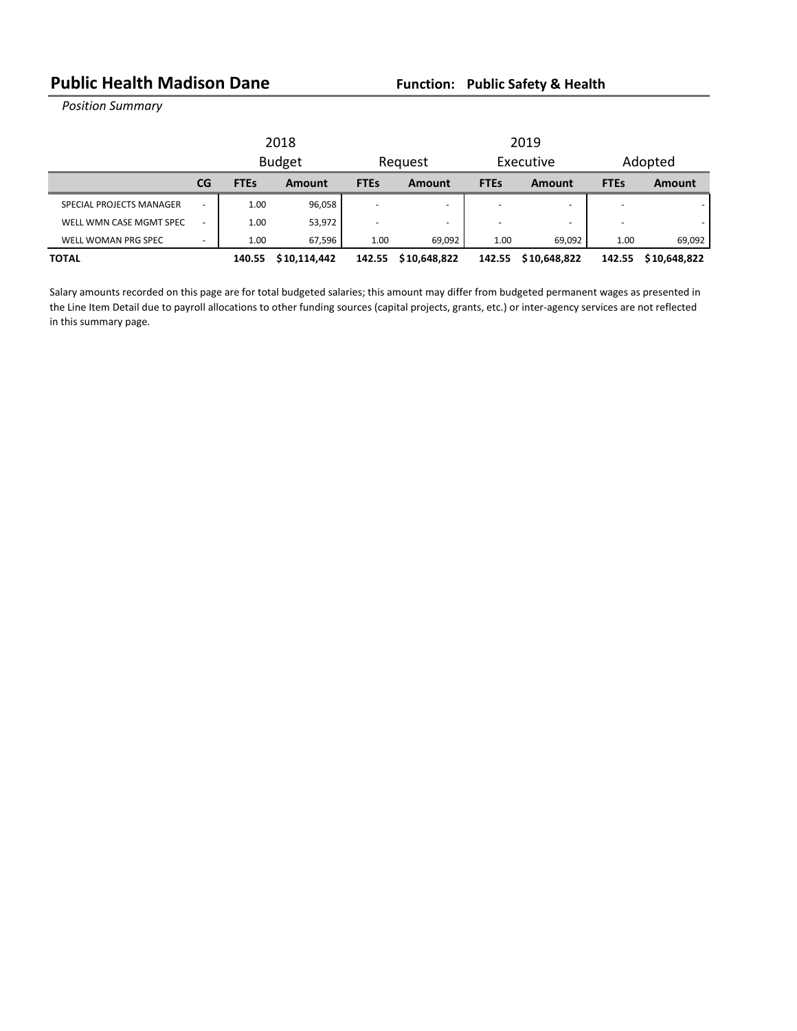## Public Health Madison Dane

**Function: Public Safety & Health**

*Position Summary*

| | | 2018 | | 2019 | | | | | |
|---|---|---|---|---|---|---|---|---|---|
| | | Budget | | Request | | Executive | | Adopted | |
| | **CG** | **FTEs** | **Amount** | **FTEs** | **Amount** | **FTEs** | **Amount** | **FTEs** | **Amount** |
| SPECIAL PROJECTS MANAGER | - | 1.00 | 96,058 | - | - | - | - | - | - |
| WELL WMN CASE MGMT SPEC | - | 1.00 | 53,972 | - | - | - | - | - | - |
| WELL WOMAN PRG SPEC | - | 1.00 | 67,596 | 1.00 | 69,092 | 1.00 | 69,092 | 1.00 | 69,092 |
| **TOTAL** | | **140.55** | **$10,114,442** | **142.55** | **$10,648,822** | **142.55** | **$10,648,822** | **142.55** | **$10,648,822** |

Salary amounts recorded on this page are for total budgeted salaries; this amount may differ from budgeted permanent wages as presented in the Line Item Detail due to payroll allocations to other funding sources (capital projects, grants, etc.) or inter-agency services are not reflected in this summary page.